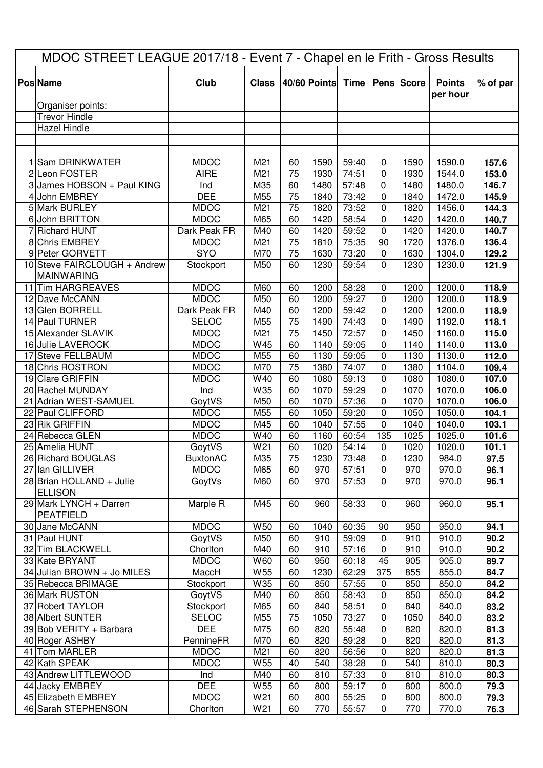# MDOC STREET LEAGUE 2017/18 - Event 7 - Chapel en le Frith - Gross Results

| Pos | Name | Club | Class | 40/60 | Points | Time | Pens | Score | Points per hour | % of par |
|---|---|---|---|---|---|---|---|---|---|---|
| | Organiser points: | | | | | | | | | |
| | Trevor Hindle | | | | | | | | | |
| | Hazel Hindle | | | | | | | | | |
| 1 | Sam DRINKWATER | MDOC | M21 | 60 | 1590 | 59:40 | 0 | 1590 | 1590.0 | **157.6** |
| 2 | Leon FOSTER | AIRE | M21 | 75 | 1930 | 74:51 | 0 | 1930 | 1544.0 | **153.0** |
| 3 | James HOBSON + Paul KING | Ind | M35 | 60 | 1480 | 57:48 | 0 | 1480 | 1480.0 | **146.7** |
| 4 | John EMBREY | DEE | M55 | 75 | 1840 | 73:42 | 0 | 1840 | 1472.0 | **145.9** |
| 5 | Mark BURLEY | MDOC | M21 | 75 | 1820 | 73:52 | 0 | 1820 | 1456.0 | **144.3** |
| 6 | John BRITTON | MDOC | M65 | 60 | 1420 | 58:54 | 0 | 1420 | 1420.0 | **140.7** |
| 7 | Richard HUNT | Dark Peak FR | M40 | 60 | 1420 | 59:52 | 0 | 1420 | 1420.0 | **140.7** |
| 8 | Chris EMBREY | MDOC | M21 | 75 | 1810 | 75:35 | 90 | 1720 | 1376.0 | **136.4** |
| 9 | Peter GORVETT | SYO | M70 | 75 | 1630 | 73:20 | 0 | 1630 | 1304.0 | **129.2** |
| 10 | Steve FAIRCLOUGH + Andrew MAINWARING | Stockport | M50 | 60 | 1230 | 59:54 | 0 | 1230 | 1230.0 | **121.9** |
| 11 | Tim HARGREAVES | MDOC | M60 | 60 | 1200 | 58:28 | 0 | 1200 | 1200.0 | **118.9** |
| 12 | Dave McCANN | MDOC | M50 | 60 | 1200 | 59:27 | 0 | 1200 | 1200.0 | **118.9** |
| 13 | Glen BORRELL | Dark Peak FR | M40 | 60 | 1200 | 59:42 | 0 | 1200 | 1200.0 | **118.9** |
| 14 | Paul TURNER | SELOC | M55 | 75 | 1490 | 74:43 | 0 | 1490 | 1192.0 | **118.1** |
| 15 | Alexander SLAVIK | MDOC | M21 | 75 | 1450 | 72:57 | 0 | 1450 | 1160.0 | **115.0** |
| 16 | Julie LAVEROCK | MDOC | W45 | 60 | 1140 | 59:05 | 0 | 1140 | 1140.0 | **113.0** |
| 17 | Steve FELLBAUM | MDOC | M55 | 60 | 1130 | 59:05 | 0 | 1130 | 1130.0 | **112.0** |
| 18 | Chris ROSTRON | MDOC | M70 | 75 | 1380 | 74:07 | 0 | 1380 | 1104.0 | **109.4** |
| 19 | Clare GRIFFIN | MDOC | W40 | 60 | 1080 | 59:13 | 0 | 1080 | 1080.0 | **107.0** |
| 20 | Rachel MUNDAY | Ind | W35 | 60 | 1070 | 59:29 | 0 | 1070 | 1070.0 | **106.0** |
| 21 | Adrian WEST-SAMUEL | GoytVS | M50 | 60 | 1070 | 57:36 | 0 | 1070 | 1070.0 | **106.0** |
| 22 | Paul CLIFFORD | MDOC | M55 | 60 | 1050 | 59:20 | 0 | 1050 | 1050.0 | **104.1** |
| 23 | Rik GRIFFIN | MDOC | M45 | 60 | 1040 | 57:55 | 0 | 1040 | 1040.0 | **103.1** |
| 24 | Rebecca GLEN | MDOC | W40 | 60 | 1160 | 60:54 | 135 | 1025 | 1025.0 | **101.6** |
| 25 | Amelia HUNT | GoytVS | W21 | 60 | 1020 | 54:14 | 0 | 1020 | 1020.0 | **101.1** |
| 26 | Richard BOUGLAS | BuxtonAC | M35 | 75 | 1230 | 73:48 | 0 | 1230 | 984.0 | **97.5** |
| 27 | Ian GILLIVER | MDOC | M65 | 60 | 970 | 57:51 | 0 | 970 | 970.0 | **96.1** |
| 28 | Brian HOLLAND + Julie ELLISON | GoytVs | M60 | 60 | 970 | 57:53 | 0 | 970 | 970.0 | **96.1** |
| 29 | Mark LYNCH + Darren PEATFIELD | Marple R | M45 | 60 | 960 | 58:33 | 0 | 960 | 960.0 | **95.1** |
| 30 | Jane McCANN | MDOC | W50 | 60 | 1040 | 60:35 | 90 | 950 | 950.0 | **94.1** |
| 31 | Paul HUNT | GoytVS | M50 | 60 | 910 | 59:09 | 0 | 910 | 910.0 | **90.2** |
| 32 | Tim BLACKWELL | Chorlton | M40 | 60 | 910 | 57:16 | 0 | 910 | 910.0 | **90.2** |
| 33 | Kate BRYANT | MDOC | W60 | 60 | 950 | 60:18 | 45 | 905 | 905.0 | **89.7** |
| 34 | Julian BROWN + Jo MILES | MaccH | W55 | 60 | 1230 | 62:29 | 375 | 855 | 855.0 | **84.7** |
| 35 | Rebecca BRIMAGE | Stockport | W35 | 60 | 850 | 57:55 | 0 | 850 | 850.0 | **84.2** |
| 36 | Mark RUSTON | GoytVS | M40 | 60 | 850 | 58:43 | 0 | 850 | 850.0 | **84.2** |
| 37 | Robert TAYLOR | Stockport | M65 | 60 | 840 | 58:51 | 0 | 840 | 840.0 | **83.2** |
| 38 | Albert SUNTER | SELOC | M55 | 75 | 1050 | 73:27 | 0 | 1050 | 840.0 | **83.2** |
| 39 | Bob VERITY + Barbara | DEE | M75 | 60 | 820 | 55:48 | 0 | 820 | 820.0 | **81.3** |
| 40 | Roger ASHBY | PennineFR | M70 | 60 | 820 | 59:28 | 0 | 820 | 820.0 | **81.3** |
| 41 | Tom MARLER | MDOC | M21 | 60 | 820 | 56:56 | 0 | 820 | 820.0 | **81.3** |
| 42 | Kath SPEAK | MDOC | W55 | 40 | 540 | 38:28 | 0 | 540 | 810.0 | **80.3** |
| 43 | Andrew LITTLEWOOD | Ind | M40 | 60 | 810 | 57:33 | 0 | 810 | 810.0 | **80.3** |
| 44 | Jacky EMBREY | DEE | W55 | 60 | 800 | 59:17 | 0 | 800 | 800.0 | **79.3** |
| 45 | Elizabeth EMBREY | MDOC | W21 | 60 | 800 | 55:25 | 0 | 800 | 800.0 | **79.3** |
| 46 | Sarah STEPHENSON | Chorlton | W21 | 60 | 770 | 55:57 | 0 | 770 | 770.0 | **76.3** |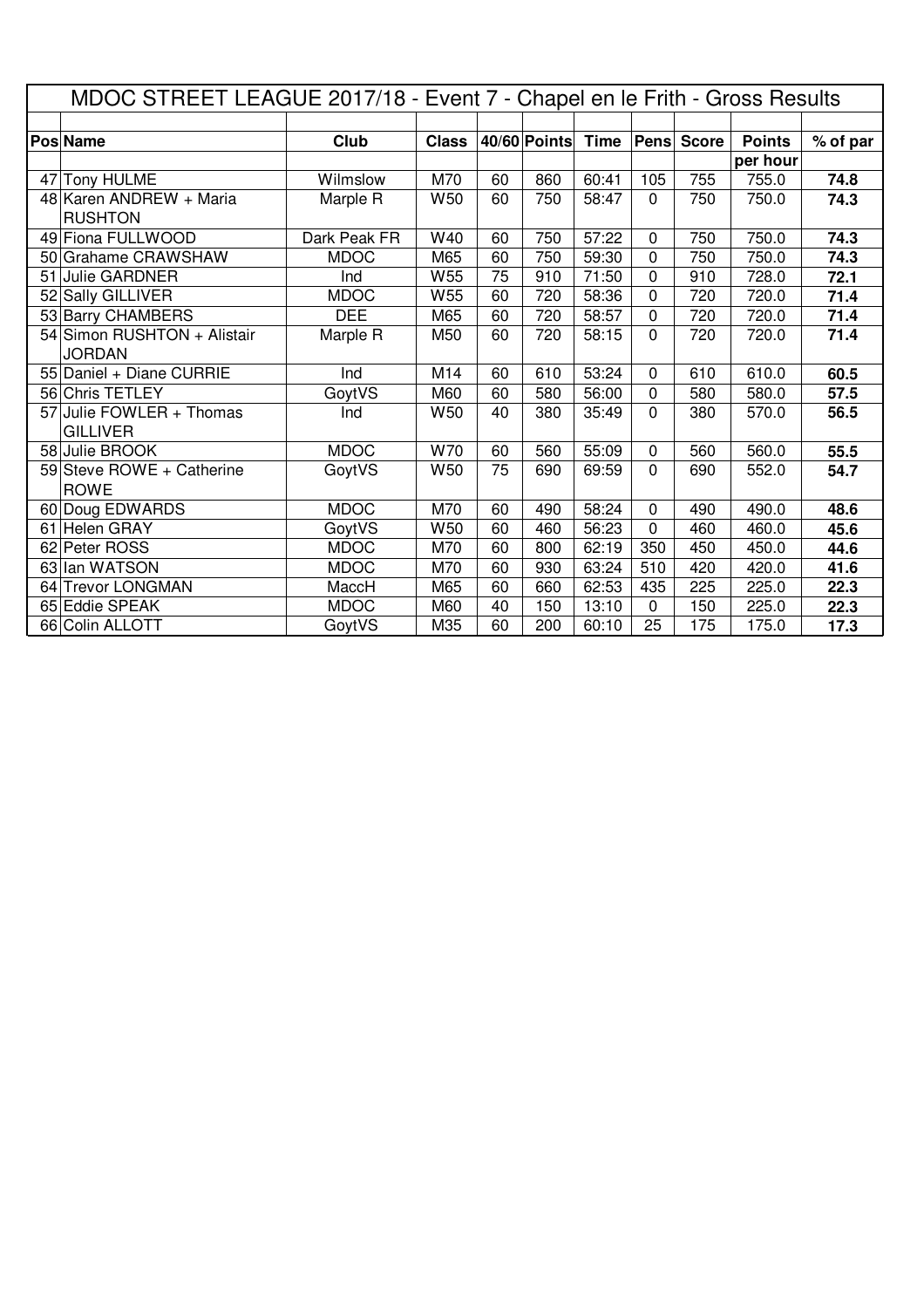# MDOC STREET LEAGUE 2017/18 - Event 7 - Chapel en le Frith - Gross Results

| Pos | Name | Club | Class | 40/60 | Points | Time | Pens | Score | Points per hour | % of par |
|---|---|---|---|---|---|---|---|---|---|---|
| 47 | Tony HULME | Wilmslow | M70 | 60 | 860 | 60:41 | 105 | 755 | 755.0 | **74.8** |
| 48 | Karen ANDREW + Maria RUSHTON | Marple R | W50 | 60 | 750 | 58:47 | 0 | 750 | 750.0 | **74.3** |
| 49 | Fiona FULLWOOD | Dark Peak FR | W40 | 60 | 750 | 57:22 | 0 | 750 | 750.0 | **74.3** |
| 50 | Grahame CRAWSHAW | MDOC | M65 | 60 | 750 | 59:30 | 0 | 750 | 750.0 | **74.3** |
| 51 | Julie GARDNER | Ind | W55 | 75 | 910 | 71:50 | 0 | 910 | 728.0 | **72.1** |
| 52 | Sally GILLIVER | MDOC | W55 | 60 | 720 | 58:36 | 0 | 720 | 720.0 | **71.4** |
| 53 | Barry CHAMBERS | DEE | M65 | 60 | 720 | 58:57 | 0 | 720 | 720.0 | **71.4** |
| 54 | Simon RUSHTON + Alistair JORDAN | Marple R | M50 | 60 | 720 | 58:15 | 0 | 720 | 720.0 | **71.4** |
| 55 | Daniel + Diane CURRIE | Ind | M14 | 60 | 610 | 53:24 | 0 | 610 | 610.0 | **60.5** |
| 56 | Chris TETLEY | GoytVS | M60 | 60 | 580 | 56:00 | 0 | 580 | 580.0 | **57.5** |
| 57 | Julie FOWLER + Thomas GILLIVER | Ind | W50 | 40 | 380 | 35:49 | 0 | 380 | 570.0 | **56.5** |
| 58 | Julie BROOK | MDOC | W70 | 60 | 560 | 55:09 | 0 | 560 | 560.0 | **55.5** |
| 59 | Steve ROWE + Catherine ROWE | GoytVS | W50 | 75 | 690 | 69:59 | 0 | 690 | 552.0 | **54.7** |
| 60 | Doug EDWARDS | MDOC | M70 | 60 | 490 | 58:24 | 0 | 490 | 490.0 | **48.6** |
| 61 | Helen GRAY | GoytVS | W50 | 60 | 460 | 56:23 | 0 | 460 | 460.0 | **45.6** |
| 62 | Peter ROSS | MDOC | M70 | 60 | 800 | 62:19 | 350 | 450 | 450.0 | **44.6** |
| 63 | Ian WATSON | MDOC | M70 | 60 | 930 | 63:24 | 510 | 420 | 420.0 | **41.6** |
| 64 | Trevor LONGMAN | MaccH | M65 | 60 | 660 | 62:53 | 435 | 225 | 225.0 | **22.3** |
| 65 | Eddie SPEAK | MDOC | M60 | 40 | 150 | 13:10 | 0 | 150 | 225.0 | **22.3** |
| 66 | Colin ALLOTT | GoytVS | M35 | 60 | 200 | 60:10 | 25 | 175 | 175.0 | **17.3** |